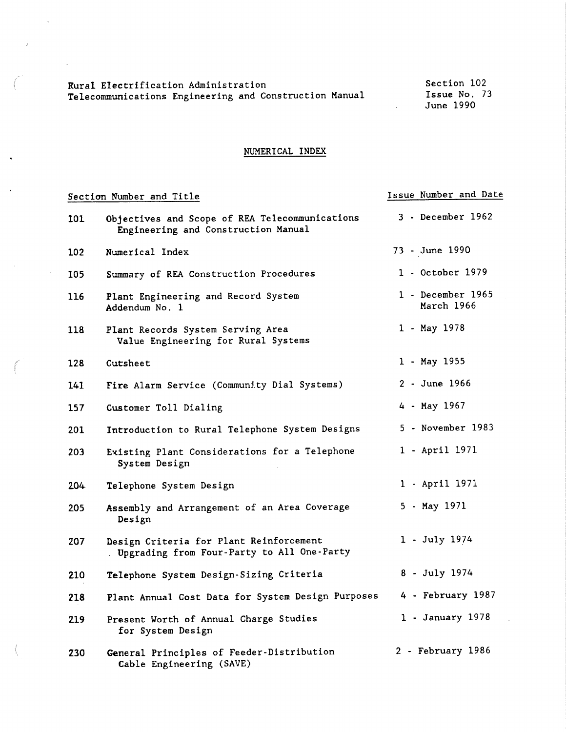Rural Electrification Administration
Telecommunications Engineering and Construction Manual

Section 102
Issue No. 73
June 1990

# NUMERICAL INDEX

| Section Number and Title | | Issue Number and Date |
|---|---|---|
| 101 | Objectives and Scope of REA Telecommunications Engineering and Construction Manual | 3 - December 1962 |
| 102 | Numerical Index | 73 - June 1990 |
| 105 | Summary of REA Construction Procedures | 1 - October 1979 |
| 116 | Plant Engineering and Record System<br>Addendum No. 1 | 1 - December 1965<br>March 1966 |
| 118 | Plant Records System Serving Area Value Engineering for Rural Systems | 1 - May 1978 |
| 128 | Cutsheet | 1 - May 1955 |
| 141 | Fire Alarm Service (Community Dial Systems) | 2 - June 1966 |
| 157 | Customer Toll Dialing | 4 - May 1967 |
| 201 | Introduction to Rural Telephone System Designs | 5 - November 1983 |
| 203 | Existing Plant Considerations for a Telephone System Design | 1 - April 1971 |
| 204 | Telephone System Design | 1 - April 1971 |
| 205 | Assembly and Arrangement of an Area Coverage Design | 5 - May 1971 |
| 207 | Design Criteria for Plant Reinforcement Upgrading from Four-Party to All One-Party | 1 - July 1974 |
| 210 | Telephone System Design-Sizing Criteria | 8 - July 1974 |
| 218 | Plant Annual Cost Data for System Design Purposes | 4 - February 1987 |
| 219 | Present Worth of Annual Charge Studies for System Design | 1 - January 1978 |
| 230 | General Principles of Feeder-Distribution Cable Engineering (SAVE) | 2 - February 1986 |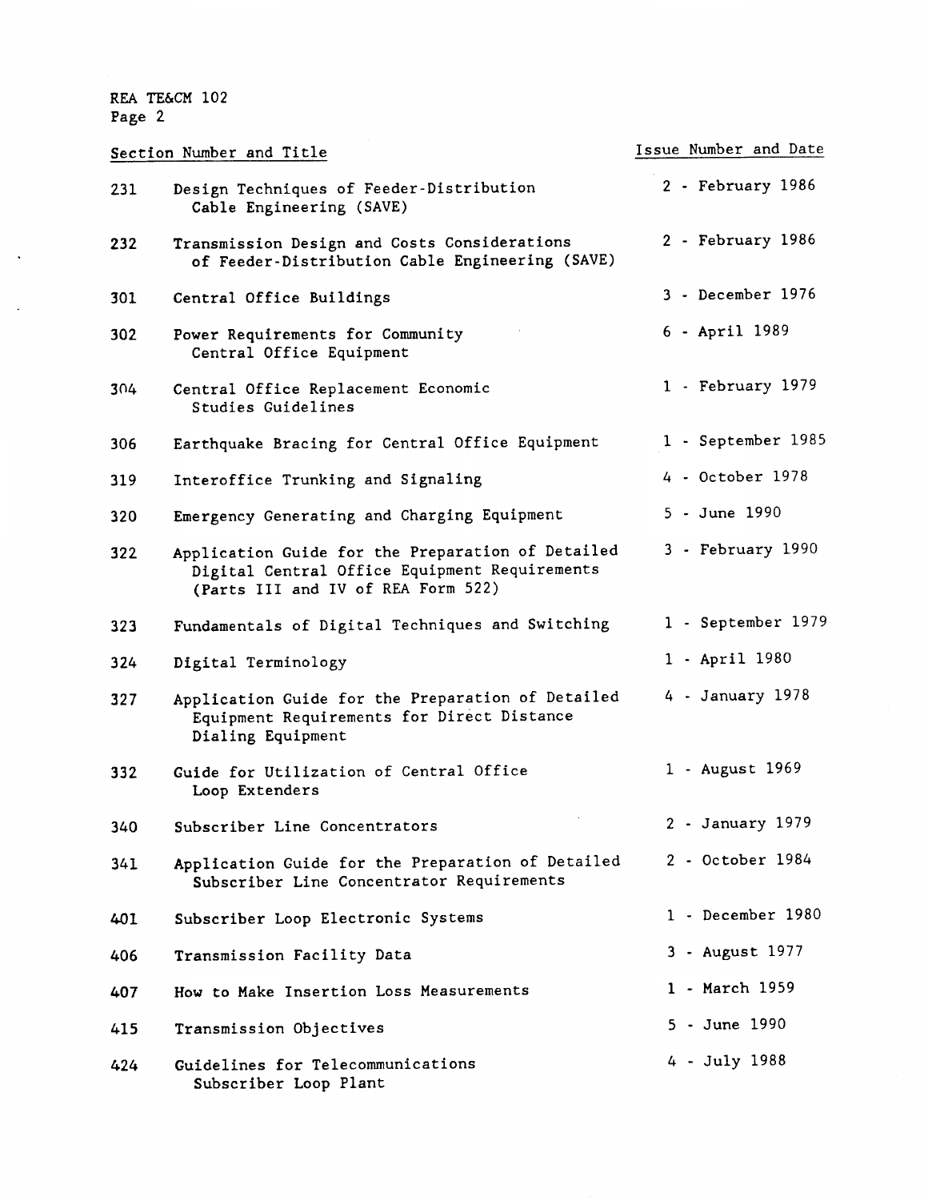| Section Number and Title | | Issue Number and Date |
|---|---|---|
| 231 | Design Techniques of Feeder-Distribution Cable Engineering (SAVE) | 2 - February 1986 |
| 232 | Transmission Design and Costs Considerations of Feeder-Distribution Cable Engineering (SAVE) | 2 - February 1986 |
| 301 | Central Office Buildings | 3 - December 1976 |
| 302 | Power Requirements for Community Central Office Equipment | 6 - April 1989 |
| 304 | Central Office Replacement Economic Studies Guidelines | 1 - February 1979 |
| 306 | Earthquake Bracing for Central Office Equipment | 1 - September 1985 |
| 319 | Interoffice Trunking and Signaling | 4 - October 1978 |
| 320 | Emergency Generating and Charging Equipment | 5 - June 1990 |
| 322 | Application Guide for the Preparation of Detailed Digital Central Office Equipment Requirements (Parts III and IV of REA Form 522) | 3 - February 1990 |
| 323 | Fundamentals of Digital Techniques and Switching | 1 - September 1979 |
| 324 | Digital Terminology | 1 - April 1980 |
| 327 | Application Guide for the Preparation of Detailed Equipment Requirements for Direct Distance Dialing Equipment | 4 - January 1978 |
| 332 | Guide for Utilization of Central Office Loop Extenders | 1 - August 1969 |
| 340 | Subscriber Line Concentrators | 2 - January 1979 |
| 341 | Application Guide for the Preparation of Detailed Subscriber Line Concentrator Requirements | 2 - October 1984 |
| 401 | Subscriber Loop Electronic Systems | 1 - December 1980 |
| 406 | Transmission Facility Data | 3 - August 1977 |
| 407 | How to Make Insertion Loss Measurements | 1 - March 1959 |
| 415 | Transmission Objectives | 5 - June 1990 |
| 424 | Guidelines for Telecommunications Subscriber Loop Plant | 4 - July 1988 |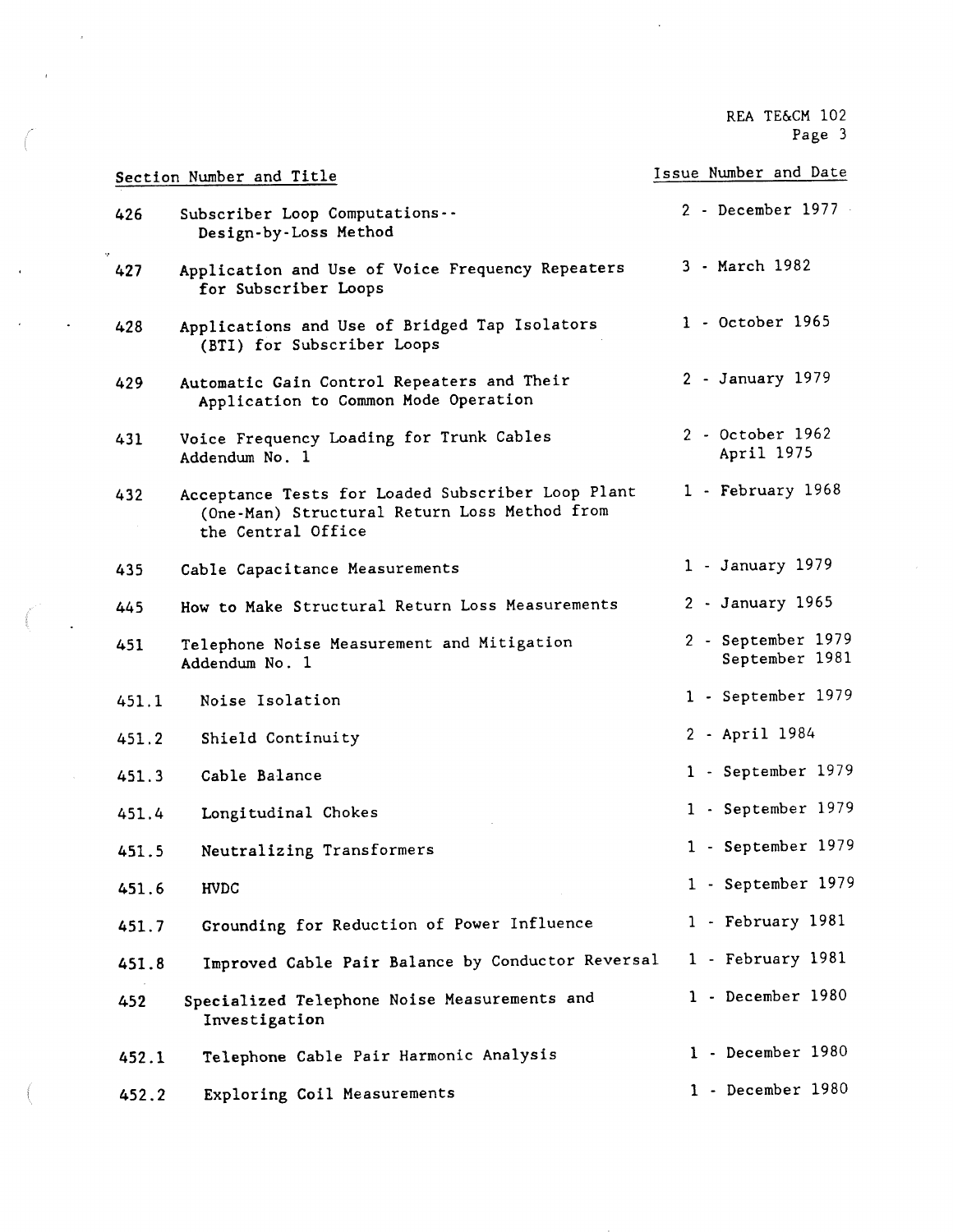| Section Number and Title | | Issue Number and Date |
|---|---|---|
| 426 | Subscriber Loop Computations-- Design-by-Loss Method | 2 - December 1977 |
| 427 | Application and Use of Voice Frequency Repeaters for Subscriber Loops | 3 - March 1982 |
| 428 | Applications and Use of Bridged Tap Isolators (BTI) for Subscriber Loops | 1 - October 1965 |
| 429 | Automatic Gain Control Repeaters and Their Application to Common Mode Operation | 2 - January 1979 |
| 431 | Voice Frequency Loading for Trunk Cables<br>Addendum No. 1 | 2 - October 1962<br>April 1975 |
| 432 | Acceptance Tests for Loaded Subscriber Loop Plant (One-Man) Structural Return Loss Method from the Central Office | 1 - February 1968 |
| 435 | Cable Capacitance Measurements | 1 - January 1979 |
| 445 | How to Make Structural Return Loss Measurements | 2 - January 1965 |
| 451 | Telephone Noise Measurement and Mitigation<br>Addendum No. 1 | 2 - September 1979<br>September 1981 |
| 451.1 | Noise Isolation | 1 - September 1979 |
| 451.2 | Shield Continuity | 2 - April 1984 |
| 451.3 | Cable Balance | 1 - September 1979 |
| 451.4 | Longitudinal Chokes | 1 - September 1979 |
| 451.5 | Neutralizing Transformers | 1 - September 1979 |
| 451.6 | HVDC | 1 - September 1979 |
| 451.7 | Grounding for Reduction of Power Influence | 1 - February 1981 |
| 451.8 | Improved Cable Pair Balance by Conductor Reversal | 1 - February 1981 |
| 452 | Specialized Telephone Noise Measurements and Investigation | 1 - December 1980 |
| 452.1 | Telephone Cable Pair Harmonic Analysis | 1 - December 1980 |
| 452.2 | Exploring Coil Measurements | 1 - December 1980 |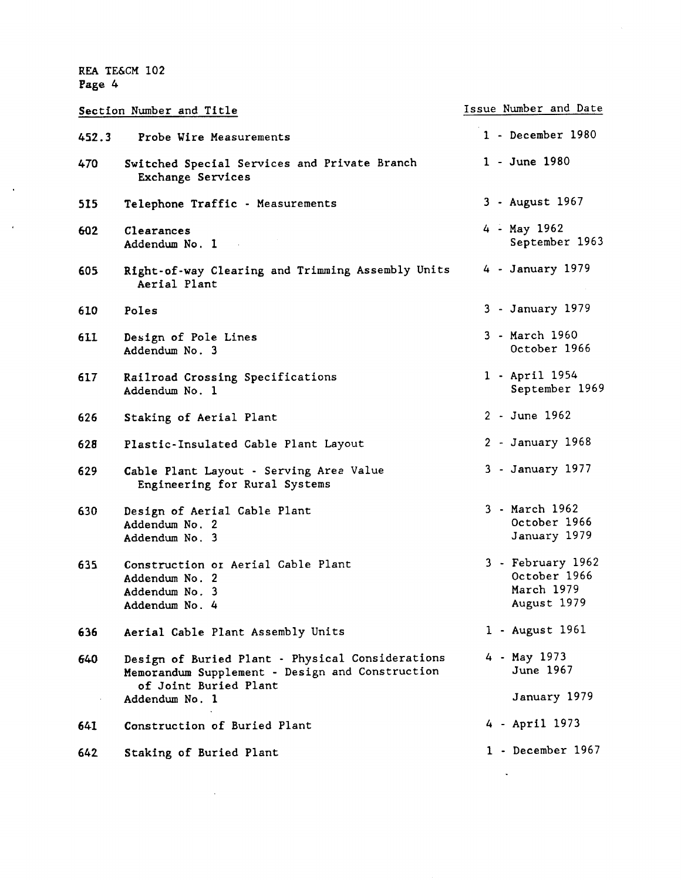| Section Number and Title | | Issue Number and Date |
|---|---|---|
| 452.3 | Probe Wire Measurements | 1 - December 1980 |
| 470 | Switched Special Services and Private Branch Exchange Services | 1 - June 1980 |
| 515 | Telephone Traffic - Measurements | 3 - August 1967 |
| 602 | Clearances | 4 - May 1962 |
| | Addendum No. 1 | September 1963 |
| 605 | Right-of-way Clearing and Trimming Assembly Units Aerial Plant | 4 - January 1979 |
| 610 | Poles | 3 - January 1979 |
| 611 | Design of Pole Lines | 3 - March 1960 |
| | Addendum No. 3 | October 1966 |
| 617 | Railroad Crossing Specifications | 1 - April 1954 |
| | Addendum No. 1 | September 1969 |
| 626 | Staking of Aerial Plant | 2 - June 1962 |
| 628 | Plastic-Insulated Cable Plant Layout | 2 - January 1968 |
| 629 | Cable Plant Layout - Serving Area Value Engineering for Rural Systems | 3 - January 1977 |
| 630 | Design of Aerial Cable Plant | 3 - March 1962 |
| | Addendum No. 2 | October 1966 |
| | Addendum No. 3 | January 1979 |
| 635 | Construction or Aerial Cable Plant | 3 - February 1962 |
| | Addendum No. 2 | October 1966 |
| | Addendum No. 3 | March 1979 |
| | Addendum No. 4 | August 1979 |
| 636 | Aerial Cable Plant Assembly Units | 1 - August 1961 |
| 640 | Design of Buried Plant - Physical Considerations | 4 - May 1973 |
| | Memorandum Supplement - Design and Construction of Joint Buried Plant | June 1967 |
| | Addendum No. 1 | January 1979 |
| 641 | Construction of Buried Plant | 4 - April 1973 |
| 642 | Staking of Buried Plant | 1 - December 1967 |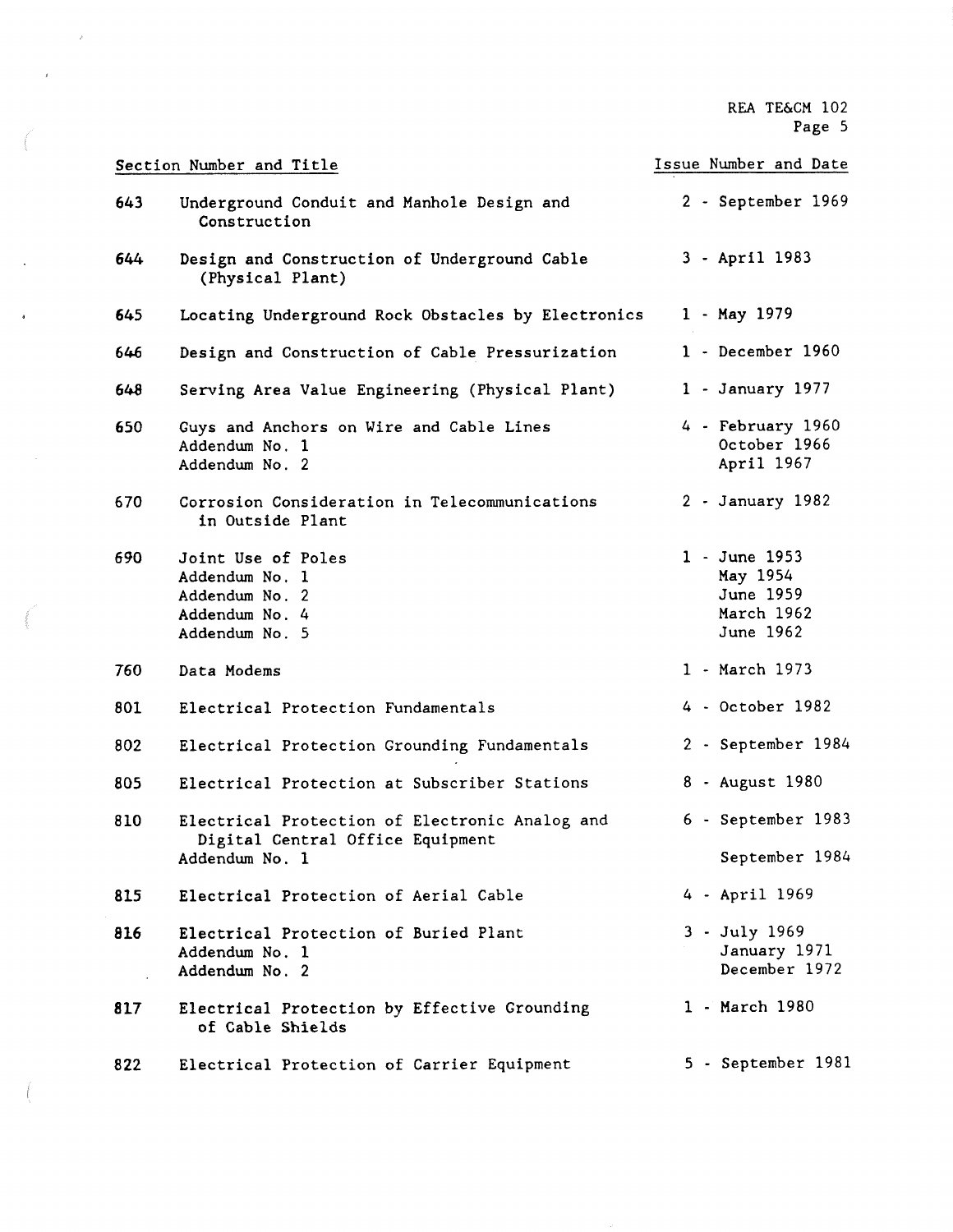| Section Number and Title | | Issue Number and Date |
|---|---|---|
| 643 | Underground Conduit and Manhole Design and Construction | 2 - September 1969 |
| 644 | Design and Construction of Underground Cable (Physical Plant) | 3 - April 1983 |
| 645 | Locating Underground Rock Obstacles by Electronics | 1 - May 1979 |
| 646 | Design and Construction of Cable Pressurization | 1 - December 1960 |
| 648 | Serving Area Value Engineering (Physical Plant) | 1 - January 1977 |
| 650 | Guys and Anchors on Wire and Cable Lines | 4 - February 1960 |
| | Addendum No. 1 | October 1966 |
| | Addendum No. 2 | April 1967 |
| 670 | Corrosion Consideration in Telecommunications in Outside Plant | 2 - January 1982 |
| 690 | Joint Use of Poles | 1 - June 1953 |
| | Addendum No. 1 | May 1954 |
| | Addendum No. 2 | June 1959 |
| | Addendum No. 4 | March 1962 |
| | Addendum No. 5 | June 1962 |
| 760 | Data Modems | 1 - March 1973 |
| 801 | Electrical Protection Fundamentals | 4 - October 1982 |
| 802 | Electrical Protection Grounding Fundamentals | 2 - September 1984 |
| 805 | Electrical Protection at Subscriber Stations | 8 - August 1980 |
| 810 | Electrical Protection of Electronic Analog and Digital Central Office Equipment | 6 - September 1983 |
| | Addendum No. 1 | September 1984 |
| 815 | Electrical Protection of Aerial Cable | 4 - April 1969 |
| 816 | Electrical Protection of Buried Plant | 3 - July 1969 |
| | Addendum No. 1 | January 1971 |
| | Addendum No. 2 | December 1972 |
| 817 | Electrical Protection by Effective Grounding of Cable Shields | 1 - March 1980 |
| 822 | Electrical Protection of Carrier Equipment | 5 - September 1981 |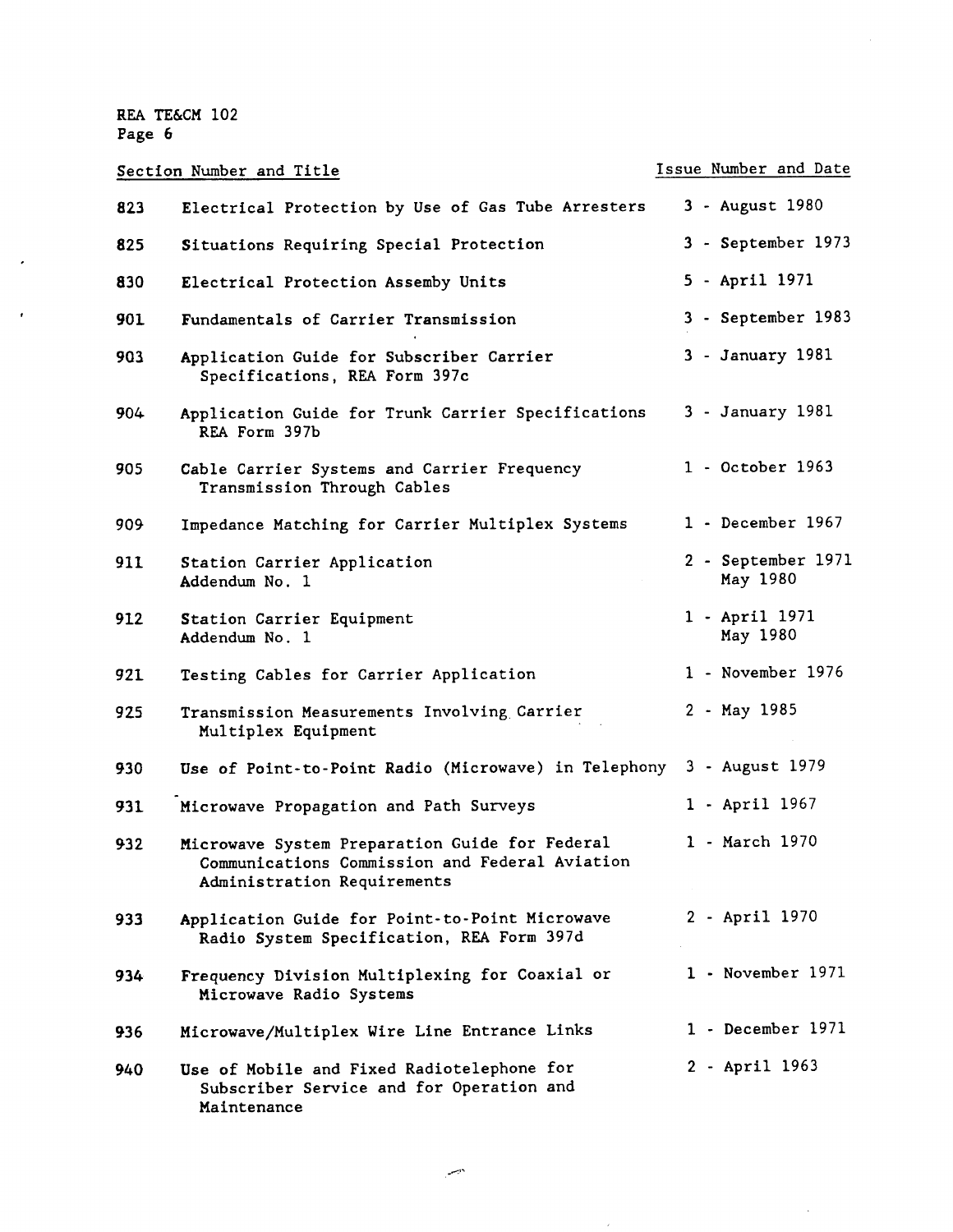| Section Number and Title | | Issue Number and Date |
|---|---|---|
| 823 | Electrical Protection by Use of Gas Tube Arresters | 3 - August 1980 |
| 825 | Situations Requiring Special Protection | 3 - September 1973 |
| 830 | Electrical Protection Assemby Units | 5 - April 1971 |
| 901 | Fundamentals of Carrier Transmission | 3 - September 1983 |
| 903 | Application Guide for Subscriber Carrier Specifications, REA Form 397c | 3 - January 1981 |
| 904 | Application Guide for Trunk Carrier Specifications REA Form 397b | 3 - January 1981 |
| 905 | Cable Carrier Systems and Carrier Frequency Transmission Through Cables | 1 - October 1963 |
| 909 | Impedance Matching for Carrier Multiplex Systems | 1 - December 1967 |
| 911 | Station Carrier Application<br>Addendum No. 1 | 2 - September 1971<br>May 1980 |
| 912 | Station Carrier Equipment<br>Addendum No. 1 | 1 - April 1971<br>May 1980 |
| 921 | Testing Cables for Carrier Application | 1 - November 1976 |
| 925 | Transmission Measurements Involving Carrier Multiplex Equipment | 2 - May 1985 |
| 930 | Use of Point-to-Point Radio (Microwave) in Telephony | 3 - August 1979 |
| 931 | Microwave Propagation and Path Surveys | 1 - April 1967 |
| 932 | Microwave System Preparation Guide for Federal Communications Commission and Federal Aviation Administration Requirements | 1 - March 1970 |
| 933 | Application Guide for Point-to-Point Microwave Radio System Specification, REA Form 397d | 2 - April 1970 |
| 934 | Frequency Division Multiplexing for Coaxial or Microwave Radio Systems | 1 - November 1971 |
| 936 | Microwave/Multiplex Wire Line Entrance Links | 1 - December 1971 |
| 940 | Use of Mobile and Fixed Radiotelephone for Subscriber Service and for Operation and Maintenance | 2 - April 1963 |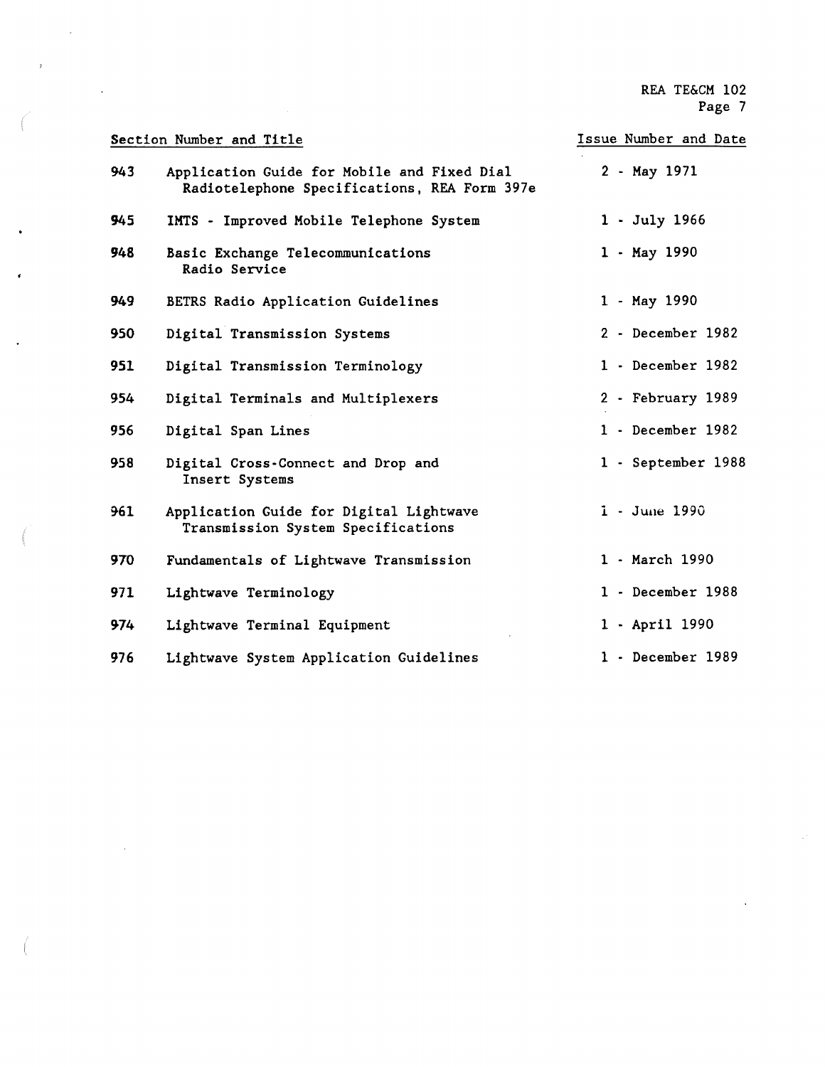| Section Number and Title | | Issue Number and Date |
|---|---|---|
| 943 | Application Guide for Mobile and Fixed Dial Radiotelephone Specifications, REA Form 397e | 2 - May 1971 |
| 945 | IMTS - Improved Mobile Telephone System | 1 - July 1966 |
| 948 | Basic Exchange Telecommunications Radio Service | 1 - May 1990 |
| 949 | BETRS Radio Application Guidelines | 1 - May 1990 |
| 950 | Digital Transmission Systems | 2 - December 1982 |
| 951 | Digital Transmission Terminology | 1 - December 1982 |
| 954 | Digital Terminals and Multiplexers | 2 - February 1989 |
| 956 | Digital Span Lines | 1 - December 1982 |
| 958 | Digital Cross-Connect and Drop and Insert Systems | 1 - September 1988 |
| 961 | Application Guide for Digital Lightwave Transmission System Specifications | 1 - June 1990 |
| 970 | Fundamentals of Lightwave Transmission | 1 - March 1990 |
| 971 | Lightwave Terminology | 1 - December 1988 |
| 974 | Lightwave Terminal Equipment | 1 - April 1990 |
| 976 | Lightwave System Application Guidelines | 1 - December 1989 |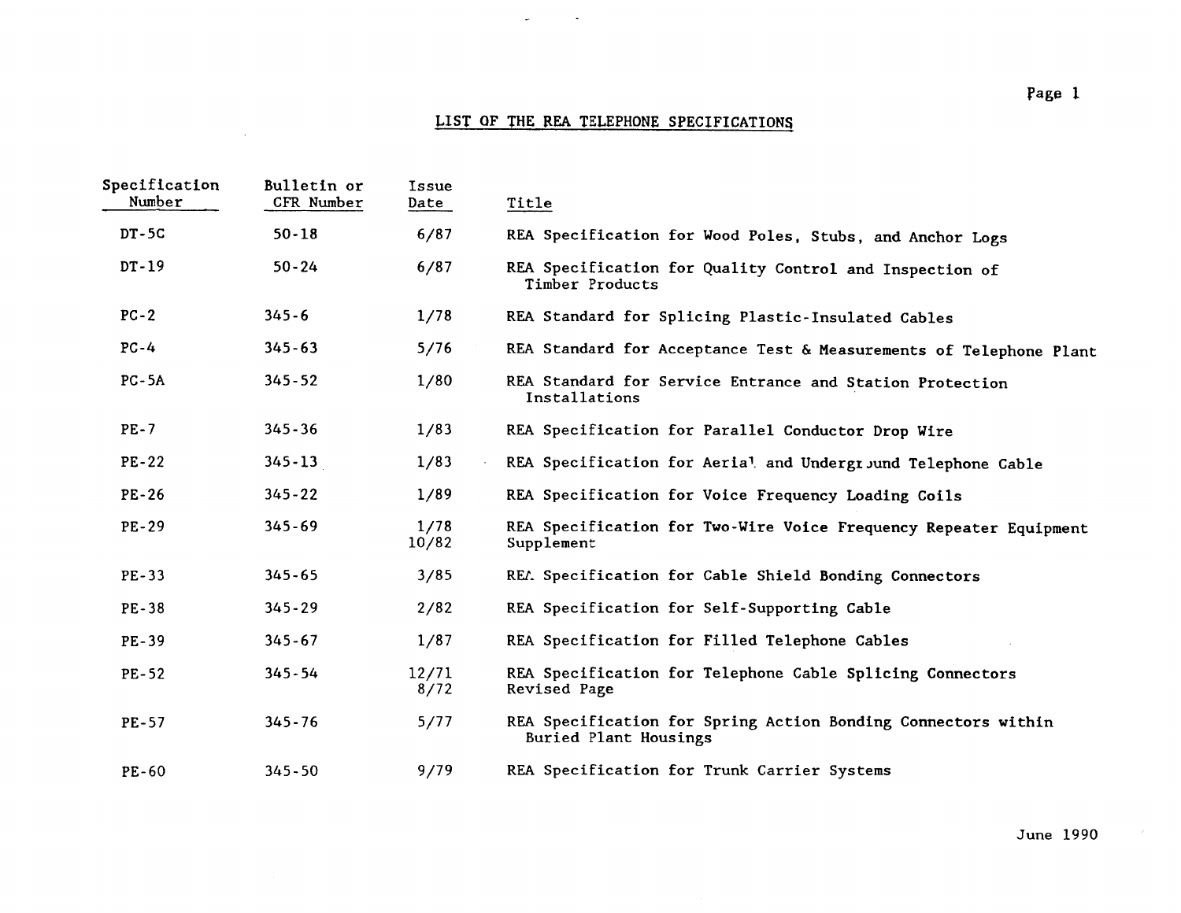## LIST OF THE REA TELEPHONE SPECIFICATIONS

| Specification Number | Bulletin or CFR Number | Issue Date | Title |
|---|---|---|---|
| DT-5C | 50-18 | 6/87 | REA Specification for Wood Poles, Stubs, and Anchor Logs |
| DT-19 | 50-24 | 6/87 | REA Specification for Quality Control and Inspection of Timber Products |
| PC-2 | 345-6 | 1/78 | REA Standard for Splicing Plastic-Insulated Cables |
| PC-4 | 345-63 | 5/76 | REA Standard for Acceptance Test & Measurements of Telephone Plant |
| PC-5A | 345-52 | 1/80 | REA Standard for Service Entrance and Station Protection Installations |
| PE-7 | 345-36 | 1/83 | REA Specification for Parallel Conductor Drop Wire |
| PE-22 | 345-13 | 1/83 | REA Specification for Aerial and Underground Telephone Cable |
| PE-26 | 345-22 | 1/89 | REA Specification for Voice Frequency Loading Coils |
| PE-29 | 345-69 | 1/78<br>10/82 | REA Specification for Two-Wire Voice Frequency Repeater Equipment<br>Supplement |
| PE-33 | 345-65 | 3/85 | REA Specification for Cable Shield Bonding Connectors |
| PE-38 | 345-29 | 2/82 | REA Specification for Self-Supporting Cable |
| PE-39 | 345-67 | 1/87 | REA Specification for Filled Telephone Cables |
| PE-52 | 345-54 | 12/71<br>8/72 | REA Specification for Telephone Cable Splicing Connectors<br>Revised Page |
| PE-57 | 345-76 | 5/77 | REA Specification for Spring Action Bonding Connectors within Buried Plant Housings |
| PE-60 | 345-50 | 9/79 | REA Specification for Trunk Carrier Systems |

June 1990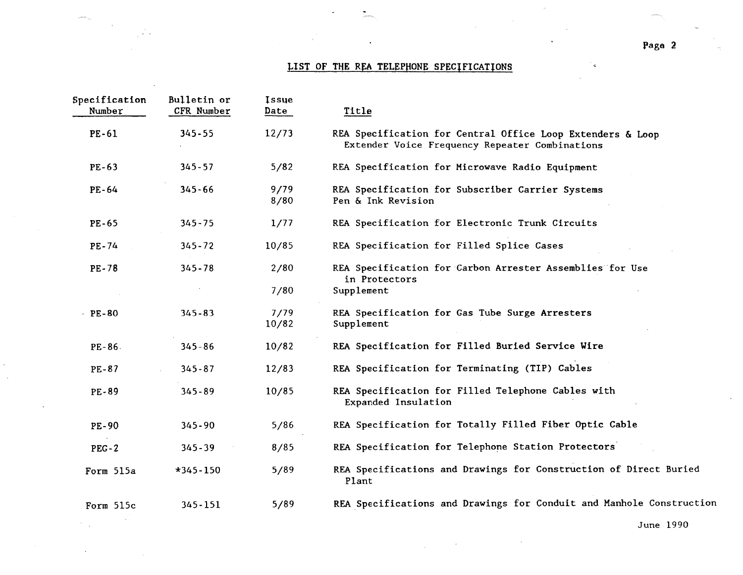## LIST OF THE REA TELEPHONE SPECIFICATIONS

| Specification Number | Bulletin or CFR Number | Issue Date | Title |
|---|---|---|---|
| PE-61 | 345-55 | 12/73 | REA Specification for Central Office Loop Extenders & Loop Extender Voice Frequency Repeater Combinations |
| PE-63 | 345-57 | 5/82 | REA Specification for Microwave Radio Equipment |
| PE-64 | 345-66 | 9/79 | REA Specification for Subscriber Carrier Systems |
| | | 8/80 | Pen & Ink Revision |
| PE-65 | 345-75 | 1/77 | REA Specification for Electronic Trunk Circuits |
| PE-74 | 345-72 | 10/85 | REA Specification for Filled Splice Cases |
| PE-78 | 345-78 | 2/80 | REA Specification for Carbon Arrester Assemblies for Use in Protectors |
| | | 7/80 | Supplement |
| PE-80 | 345-83 | 7/79 | REA Specification for Gas Tube Surge Arresters |
| | | 10/82 | Supplement |
| PE-86 | 345-86 | 10/82 | REA Specification for Filled Buried Service Wire |
| PE-87 | 345-87 | 12/83 | REA Specification for Terminating (TIP) Cables |
| PE-89 | 345-89 | 10/85 | REA Specification for Filled Telephone Cables with Expanded Insulation |
| PE-90 | 345-90 | 5/86 | REA Specification for Totally Filled Fiber Optic Cable |
| PEG-2 | 345-39 | 8/85 | REA Specification for Telephone Station Protectors |
| Form 515a | *345-150 | 5/89 | REA Specifications and Drawings for Construction of Direct Buried Plant |
| Form 515c | 345-151 | 5/89 | REA Specifications and Drawings for Conduit and Manhole Construction |

June 1990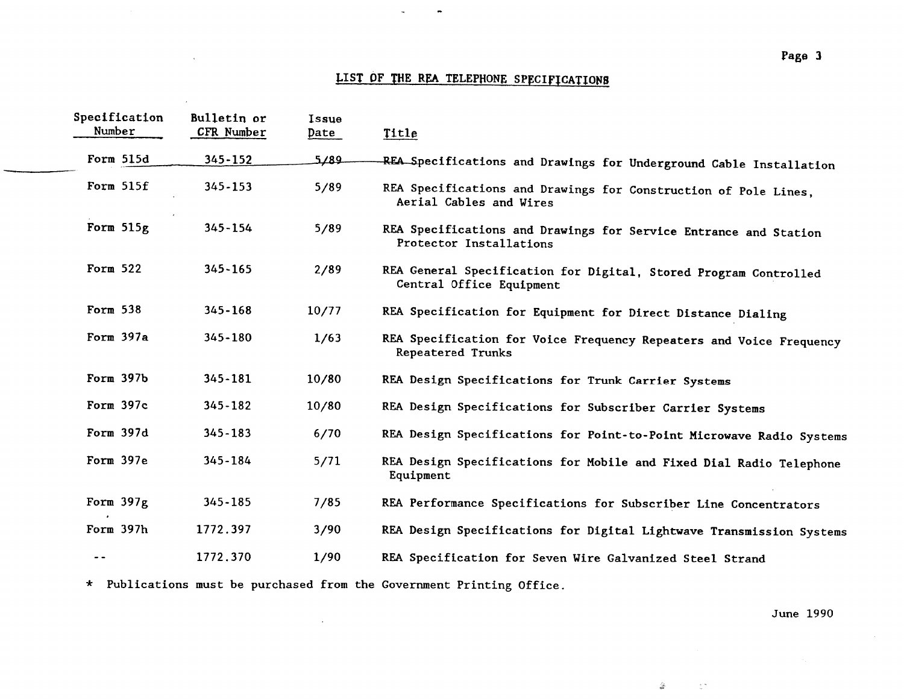## LIST OF THE REA TELEPHONE SPECIFICATIONS

| Specification Number | Bulletin or CFR Number | Issue Date | Title |
|---|---|---|---|
| Form 515d | 345-152 | 5/89 | REA Specifications and Drawings for Underground Cable Installation |
| Form 515f | 345-153 | 5/89 | REA Specifications and Drawings for Construction of Pole Lines, Aerial Cables and Wires |
| Form 515g | 345-154 | 5/89 | REA Specifications and Drawings for Service Entrance and Station Protector Installations |
| Form 522 | 345-165 | 2/89 | REA General Specification for Digital, Stored Program Controlled Central Office Equipment |
| Form 538 | 345-168 | 10/77 | REA Specification for Equipment for Direct Distance Dialing |
| Form 397a | 345-180 | 1/63 | REA Specification for Voice Frequency Repeaters and Voice Frequency Repeatered Trunks |
| Form 397b | 345-181 | 10/80 | REA Design Specifications for Trunk Carrier Systems |
| Form 397c | 345-182 | 10/80 | REA Design Specifications for Subscriber Carrier Systems |
| Form 397d | 345-183 | 6/70 | REA Design Specifications for Point-to-Point Microwave Radio Systems |
| Form 397e | 345-184 | 5/71 | REA Design Specifications for Mobile and Fixed Dial Radio Telephone Equipment |
| Form 397g | 345-185 | 7/85 | REA Performance Specifications for Subscriber Line Concentrators |
| Form 397h | 1772.397 | 3/90 | REA Design Specifications for Digital Lightwave Transmission Systems |
| -- | 1772.370 | 1/90 | REA Specification for Seven Wire Galvanized Steel Strand |

* Publications must be purchased from the Government Printing Office.

June 1990